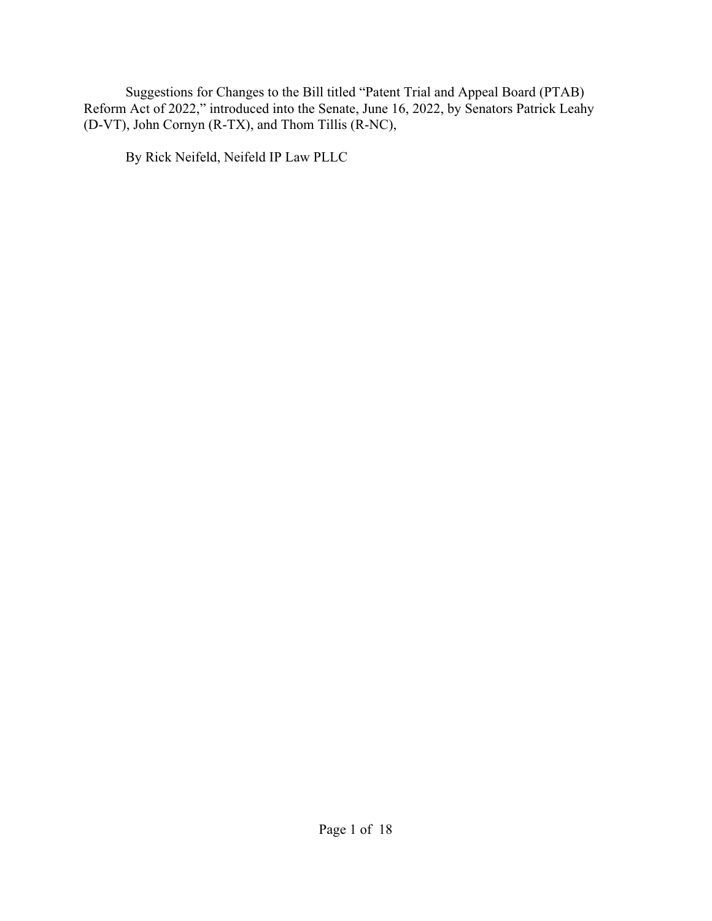Suggestions for Changes to the Bill titled "Patent Trial and Appeal Board (PTAB) Reform Act of 2022," introduced into the Senate, June 16, 2022, by Senators Patrick Leahy (D-VT), John Cornyn (R-TX), and Thom Tillis (R-NC),

By Rick Neifeld, Neifeld IP Law PLLC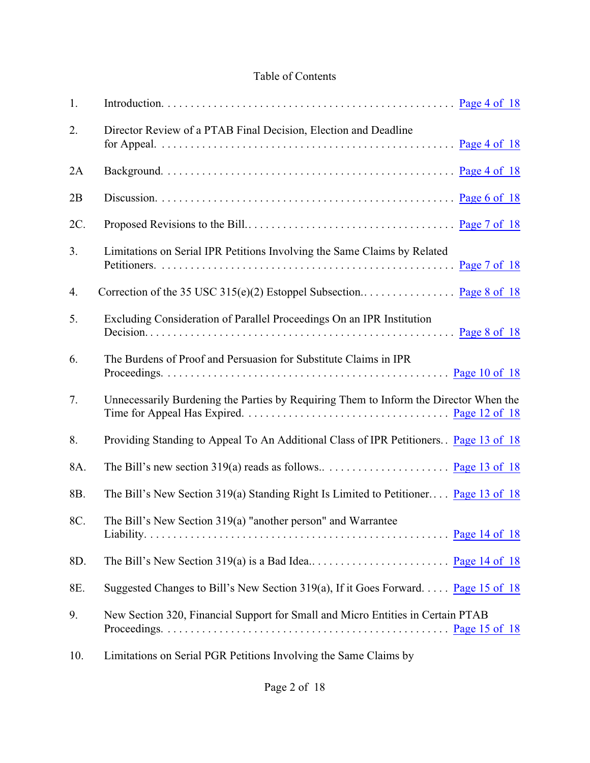Table of Contents

| | | |
|---|---|---|
| 1. | Introduction. | Page 4 of 18 |
| 2. | Director Review of a PTAB Final Decision, Election and Deadline for Appeal. | Page 4 of 18 |
| 2A | Background. | Page 4 of 18 |
| 2B | Discussion. | Page 6 of 18 |
| 2C. | Proposed Revisions to the Bill. | Page 7 of 18 |
| 3. | Limitations on Serial IPR Petitions Involving the Same Claims by Related Petitioners. | Page 7 of 18 |
| 4. | Correction of the 35 USC 315(e)(2) Estoppel Subsection. | Page 8 of 18 |
| 5. | Excluding Consideration of Parallel Proceedings On an IPR Institution Decision. | Page 8 of 18 |
| 6. | The Burdens of Proof and Persuasion for Substitute Claims in IPR Proceedings. | Page 10 of 18 |
| 7. | Unnecessarily Burdening the Parties by Requiring Them to Inform the Director When the Time for Appeal Has Expired. | Page 12 of 18 |
| 8. | Providing Standing to Appeal To An Additional Class of IPR Petitioners. | Page 13 of 18 |
| 8A. | The Bill's new section 319(a) reads as follows. | Page 13 of 18 |
| 8B. | The Bill's New Section 319(a) Standing Right Is Limited to Petitioner. | Page 13 of 18 |
| 8C. | The Bill's New Section 319(a) "another person" and Warrantee Liability. | Page 14 of 18 |
| 8D. | The Bill's New Section 319(a) is a Bad Idea. | Page 14 of 18 |
| 8E. | Suggested Changes to Bill's New Section 319(a), If it Goes Forward. | Page 15 of 18 |
| 9. | New Section 320, Financial Support for Small and Micro Entities in Certain PTAB Proceedings. | Page 15 of 18 |
| 10. | Limitations on Serial PGR Petitions Involving the Same Claims by | |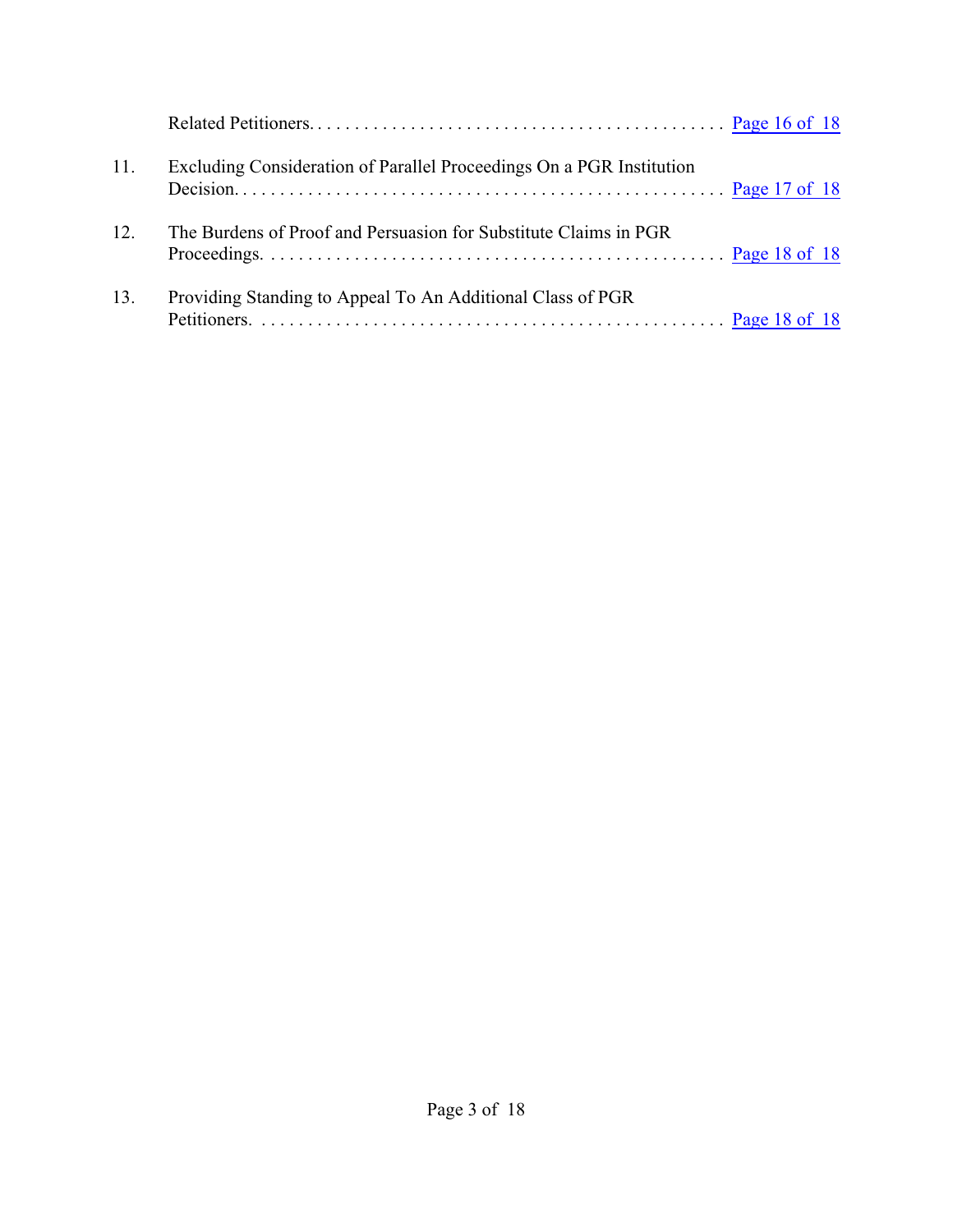Related Petitioners. . . . . . . . . . . . . . . . . . . . . . . . . . . . . . . . . . . . . . . . . . . . Page 16 of 18

11. Excluding Consideration of Parallel Proceedings On a PGR Institution Decision. . . . . . . . . . . . . . . . . . . . . . . . . . . . . . . . . . . . . . . . . . . . . . . . . . . Page 17 of 18

12. The Burdens of Proof and Persuasion for Substitute Claims in PGR Proceedings. . . . . . . . . . . . . . . . . . . . . . . . . . . . . . . . . . . . . . . . . . . . . . . . . . Page 18 of 18

13. Providing Standing to Appeal To An Additional Class of PGR Petitioners. . . . . . . . . . . . . . . . . . . . . . . . . . . . . . . . . . . . . . . . . . . . . . . . . . . Page 18 of 18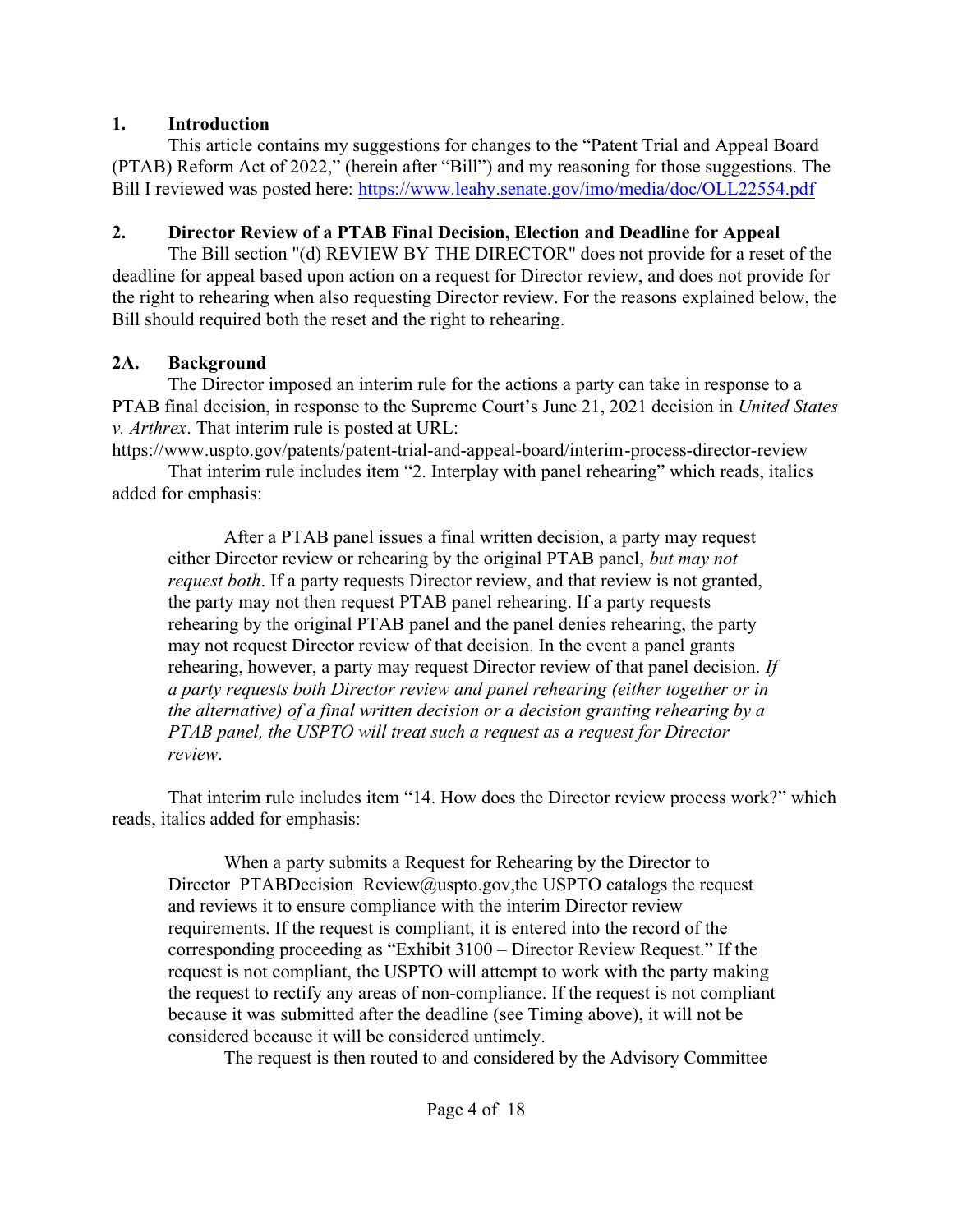## 1. Introduction

This article contains my suggestions for changes to the "Patent Trial and Appeal Board (PTAB) Reform Act of 2022," (herein after "Bill") and my reasoning for those suggestions. The Bill I reviewed was posted here: https://www.leahy.senate.gov/imo/media/doc/OLL22554.pdf

## 2. Director Review of a PTAB Final Decision, Election and Deadline for Appeal

The Bill section "(d) REVIEW BY THE DIRECTOR" does not provide for a reset of the deadline for appeal based upon action on a request for Director review, and does not provide for the right to rehearing when also requesting Director review. For the reasons explained below, the Bill should required both the reset and the right to rehearing.

## 2A. Background

The Director imposed an interim rule for the actions a party can take in response to a PTAB final decision, in response to the Supreme Court's June 21, 2021 decision in *United States v. Arthrex*. That interim rule is posted at URL:
https://www.uspto.gov/patents/patent-trial-and-appeal-board/interim-process-director-review

That interim rule includes item "2. Interplay with panel rehearing" which reads, italics added for emphasis:

> After a PTAB panel issues a final written decision, a party may request either Director review or rehearing by the original PTAB panel, *but may not request both*. If a party requests Director review, and that review is not granted, the party may not then request PTAB panel rehearing. If a party requests rehearing by the original PTAB panel and the panel denies rehearing, the party may not request Director review of that decision. In the event a panel grants rehearing, however, a party may request Director review of that panel decision. *If a party requests both Director review and panel rehearing (either together or in the alternative) of a final written decision or a decision granting rehearing by a PTAB panel, the USPTO will treat such a request as a request for Director review*.

That interim rule includes item "14. How does the Director review process work?" which reads, italics added for emphasis:

> When a party submits a Request for Rehearing by the Director to Director_PTABDecision_Review@uspto.gov,the USPTO catalogs the request and reviews it to ensure compliance with the interim Director review requirements. If the request is compliant, it is entered into the record of the corresponding proceeding as "Exhibit 3100 – Director Review Request." If the request is not compliant, the USPTO will attempt to work with the party making the request to rectify any areas of non-compliance. If the request is not compliant because it was submitted after the deadline (see Timing above), it will not be considered because it will be considered untimely.
>
> The request is then routed to and considered by the Advisory Committee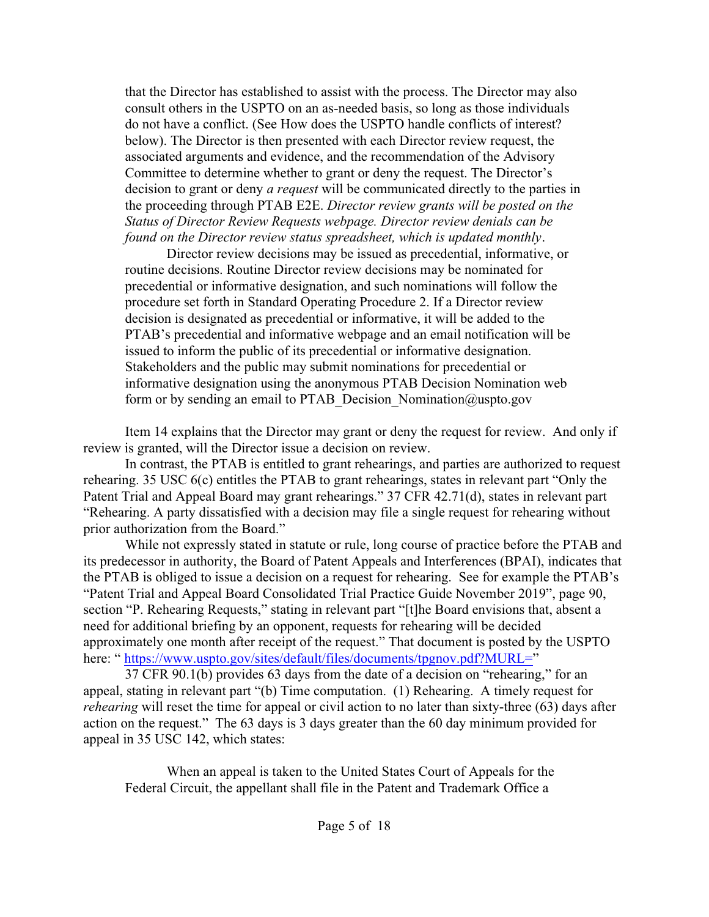> that the Director has established to assist with the process. The Director may also consult others in the USPTO on an as-needed basis, so long as those individuals do not have a conflict. (See How does the USPTO handle conflicts of interest? below). The Director is then presented with each Director review request, the associated arguments and evidence, and the recommendation of the Advisory Committee to determine whether to grant or deny the request. The Director's decision to grant or deny *a request* will be communicated directly to the parties in the proceeding through PTAB E2E. *Director review grants will be posted on the Status of Director Review Requests webpage. Director review denials can be found on the Director review status spreadsheet, which is updated monthly*.
>
> Director review decisions may be issued as precedential, informative, or routine decisions. Routine Director review decisions may be nominated for precedential or informative designation, and such nominations will follow the procedure set forth in Standard Operating Procedure 2. If a Director review decision is designated as precedential or informative, it will be added to the PTAB's precedential and informative webpage and an email notification will be issued to inform the public of its precedential or informative designation. Stakeholders and the public may submit nominations for precedential or informative designation using the anonymous PTAB Decision Nomination web form or by sending an email to PTAB_Decision_Nomination@uspto.gov

Item 14 explains that the Director may grant or deny the request for review. And only if review is granted, will the Director issue a decision on review.

In contrast, the PTAB is entitled to grant rehearings, and parties are authorized to request rehearing. 35 USC 6(c) entitles the PTAB to grant rehearings, states in relevant part "Only the Patent Trial and Appeal Board may grant rehearings." 37 CFR 42.71(d), states in relevant part "Rehearing. A party dissatisfied with a decision may file a single request for rehearing without prior authorization from the Board."

While not expressly stated in statute or rule, long course of practice before the PTAB and its predecessor in authority, the Board of Patent Appeals and Interferences (BPAI), indicates that the PTAB is obliged to issue a decision on a request for rehearing. See for example the PTAB's "Patent Trial and Appeal Board Consolidated Trial Practice Guide November 2019", page 90, section "P. Rehearing Requests," stating in relevant part "[t]he Board envisions that, absent a need for additional briefing by an opponent, requests for rehearing will be decided approximately one month after receipt of the request." That document is posted by the USPTO here: " https://www.uspto.gov/sites/default/files/documents/tpgnov.pdf?MURL="

37 CFR 90.1(b) provides 63 days from the date of a decision on "rehearing," for an appeal, stating in relevant part "(b) Time computation. (1) Rehearing. A timely request for *rehearing* will reset the time for appeal or civil action to no later than sixty-three (63) days after action on the request." The 63 days is 3 days greater than the 60 day minimum provided for appeal in 35 USC 142, which states:

> When an appeal is taken to the United States Court of Appeals for the Federal Circuit, the appellant shall file in the Patent and Trademark Office a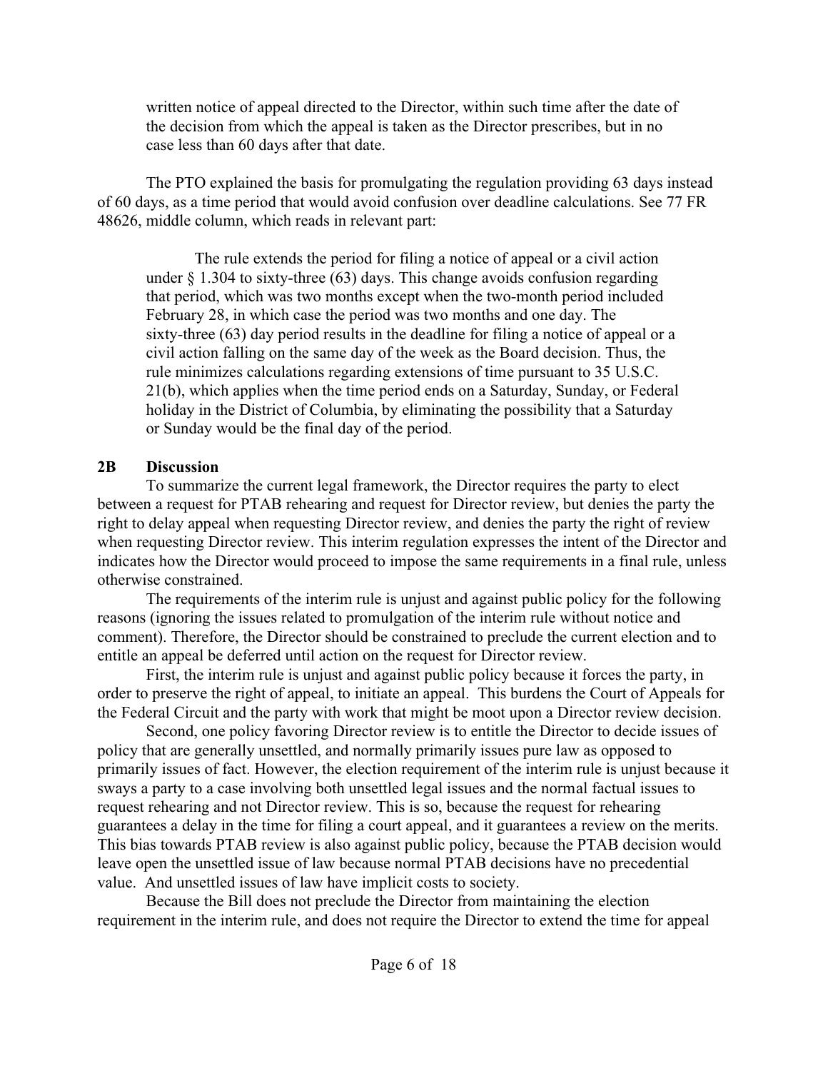> written notice of appeal directed to the Director, within such time after the date of the decision from which the appeal is taken as the Director prescribes, but in no case less than 60 days after that date.

The PTO explained the basis for promulgating the regulation providing 63 days instead of 60 days, as a time period that would avoid confusion over deadline calculations. See 77 FR 48626, middle column, which reads in relevant part:

> The rule extends the period for filing a notice of appeal or a civil action under § 1.304 to sixty-three (63) days. This change avoids confusion regarding that period, which was two months except when the two-month period included February 28, in which case the period was two months and one day. The sixty-three (63) day period results in the deadline for filing a notice of appeal or a civil action falling on the same day of the week as the Board decision. Thus, the rule minimizes calculations regarding extensions of time pursuant to 35 U.S.C. 21(b), which applies when the time period ends on a Saturday, Sunday, or Federal holiday in the District of Columbia, by eliminating the possibility that a Saturday or Sunday would be the final day of the period.

## 2B Discussion

To summarize the current legal framework, the Director requires the party to elect between a request for PTAB rehearing and request for Director review, but denies the party the right to delay appeal when requesting Director review, and denies the party the right of review when requesting Director review. This interim regulation expresses the intent of the Director and indicates how the Director would proceed to impose the same requirements in a final rule, unless otherwise constrained.

The requirements of the interim rule is unjust and against public policy for the following reasons (ignoring the issues related to promulgation of the interim rule without notice and comment). Therefore, the Director should be constrained to preclude the current election and to entitle an appeal be deferred until action on the request for Director review.

First, the interim rule is unjust and against public policy because it forces the party, in order to preserve the right of appeal, to initiate an appeal. This burdens the Court of Appeals for the Federal Circuit and the party with work that might be moot upon a Director review decision.

Second, one policy favoring Director review is to entitle the Director to decide issues of policy that are generally unsettled, and normally primarily issues pure law as opposed to primarily issues of fact. However, the election requirement of the interim rule is unjust because it sways a party to a case involving both unsettled legal issues and the normal factual issues to request rehearing and not Director review. This is so, because the request for rehearing guarantees a delay in the time for filing a court appeal, and it guarantees a review on the merits. This bias towards PTAB review is also against public policy, because the PTAB decision would leave open the unsettled issue of law because normal PTAB decisions have no precedential value. And unsettled issues of law have implicit costs to society.

Because the Bill does not preclude the Director from maintaining the election requirement in the interim rule, and does not require the Director to extend the time for appeal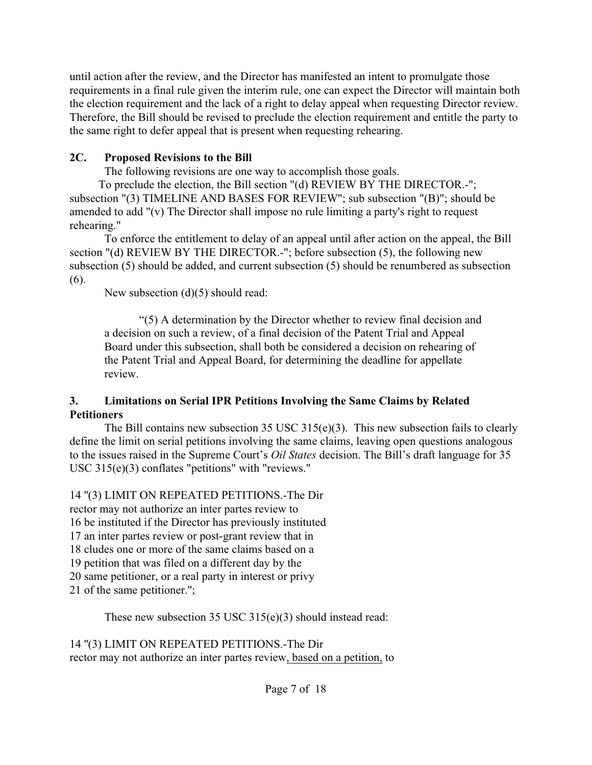until action after the review, and the Director has manifested an intent to promulgate those requirements in a final rule given the interim rule, one can expect the Director will maintain both the election requirement and the lack of a right to delay appeal when requesting Director review. Therefore, the Bill should be revised to preclude the election requirement and entitle the party to the same right to defer appeal that is present when requesting rehearing.

## 2C. Proposed Revisions to the Bill

The following revisions are one way to accomplish those goals.

To preclude the election, the Bill section "(d) REVIEW BY THE DIRECTOR.-"; subsection "(3) TIMELINE AND BASES FOR REVIEW"; sub subsection "(B)"; should be amended to add "(v) The Director shall impose no rule limiting a party's right to request rehearing."

To enforce the entitlement to delay of an appeal until after action on the appeal, the Bill section "(d) REVIEW BY THE DIRECTOR.-"; before subsection (5), the following new subsection (5) should be added, and current subsection (5) should be renumbered as subsection (6).

New subsection (d)(5) should read:

> "(5) A determination by the Director whether to review final decision and a decision on such a review, of a final decision of the Patent Trial and Appeal Board under this subsection, shall both be considered a decision on rehearing of the Patent Trial and Appeal Board, for determining the deadline for appellate review.

## 3. Limitations on Serial IPR Petitions Involving the Same Claims by Related Petitioners

The Bill contains new subsection 35 USC 315(e)(3). This new subsection fails to clearly define the limit on serial petitions involving the same claims, leaving open questions analogous to the issues raised in the Supreme Court's *Oil States* decision. The Bill's draft language for 35 USC 315(e)(3) conflates "petitions" with "reviews."

14 "(3) LIMIT ON REPEATED PETITIONS.-The Dir
rector may not authorize an inter partes review to
16 be instituted if the Director has previously instituted
17 an inter partes review or post-grant review that in
18 cludes one or more of the same claims based on a
19 petition that was filed on a different day by the
20 same petitioner, or a real party in interest or privy
21 of the same petitioner.";

These new subsection 35 USC 315(e)(3) should instead read:

14 "(3) LIMIT ON REPEATED PETITIONS.-The Dir
rector may not authorize an inter partes review<u>, based on a petition,</u> to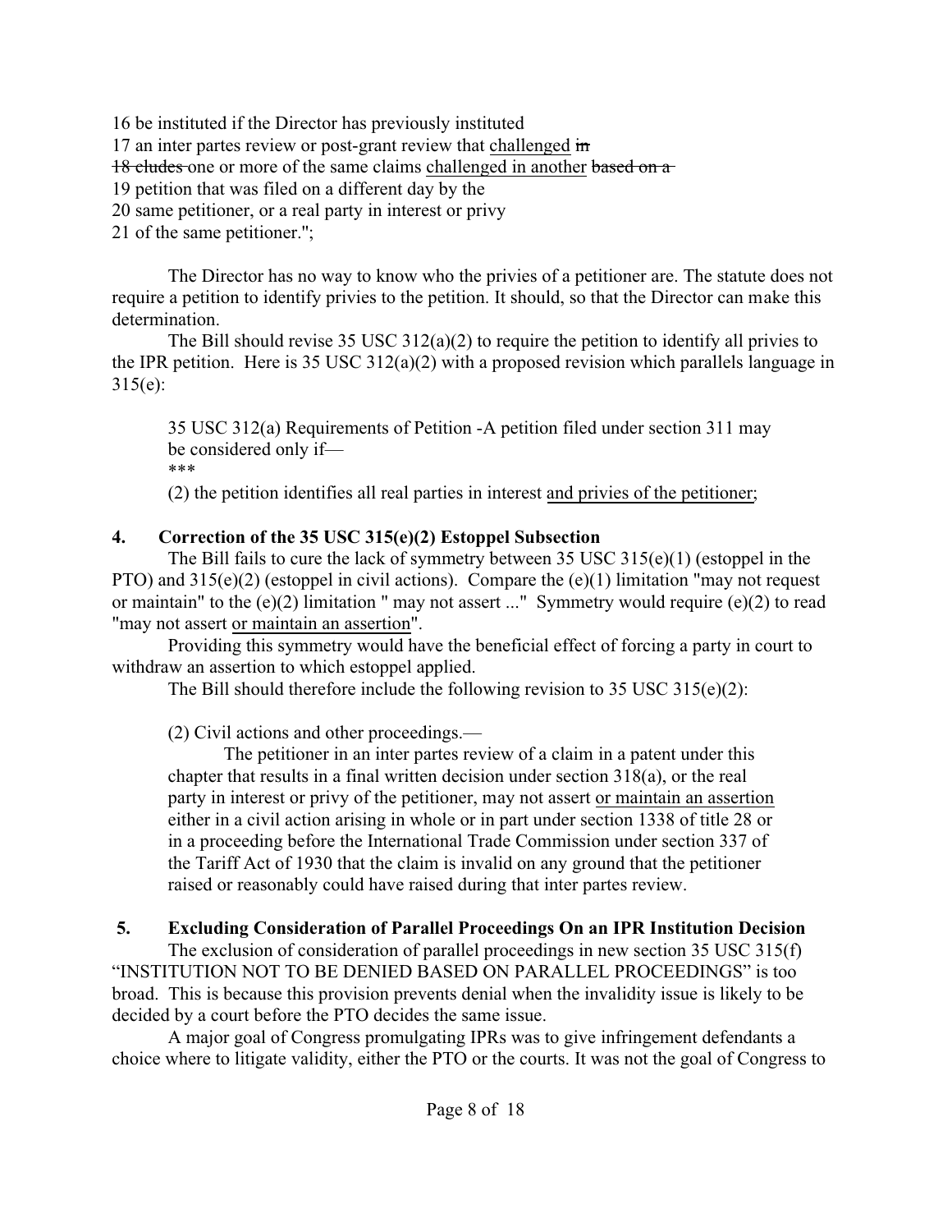16 be instituted if the Director has previously instituted
17 an inter partes review or post-grant review that <u>challenged</u> ~~in-~~
~~18 cludes~~ one or more of the same claims <u>challenged in another</u> ~~based on a~~
19 petition that was filed on a different day by the
20 same petitioner, or a real party in interest or privy
21 of the same petitioner.";

The Director has no way to know who the privies of a petitioner are. The statute does not require a petition to identify privies to the petition. It should, so that the Director can make this determination.

The Bill should revise 35 USC 312(a)(2) to require the petition to identify all privies to the IPR petition. Here is 35 USC 312(a)(2) with a proposed revision which parallels language in 315(e):

> 35 USC 312(a) Requirements of Petition -A petition filed under section 311 may be considered only if—
> ***
> (2) the petition identifies all real parties in interest <u>and privies of the petitioner</u>;

## 4. Correction of the 35 USC 315(e)(2) Estoppel Subsection

The Bill fails to cure the lack of symmetry between 35 USC 315(e)(1) (estoppel in the PTO) and 315(e)(2) (estoppel in civil actions). Compare the (e)(1) limitation "may not request or maintain" to the (e)(2) limitation " may not assert ..." Symmetry would require (e)(2) to read "may not assert <u>or maintain an assertion</u>".

Providing this symmetry would have the beneficial effect of forcing a party in court to withdraw an assertion to which estoppel applied.

The Bill should therefore include the following revision to 35 USC 315(e)(2):

> (2) Civil actions and other proceedings.—
>
> The petitioner in an inter partes review of a claim in a patent under this chapter that results in a final written decision under section 318(a), or the real party in interest or privy of the petitioner, may not assert <u>or maintain an assertion</u> either in a civil action arising in whole or in part under section 1338 of title 28 or in a proceeding before the International Trade Commission under section 337 of the Tariff Act of 1930 that the claim is invalid on any ground that the petitioner raised or reasonably could have raised during that inter partes review.

## 5. Excluding Consideration of Parallel Proceedings On an IPR Institution Decision

The exclusion of consideration of parallel proceedings in new section 35 USC 315(f) "INSTITUTION NOT TO BE DENIED BASED ON PARALLEL PROCEEDINGS" is too broad. This is because this provision prevents denial when the invalidity issue is likely to be decided by a court before the PTO decides the same issue.

A major goal of Congress promulgating IPRs was to give infringement defendants a choice where to litigate validity, either the PTO or the courts. It was not the goal of Congress to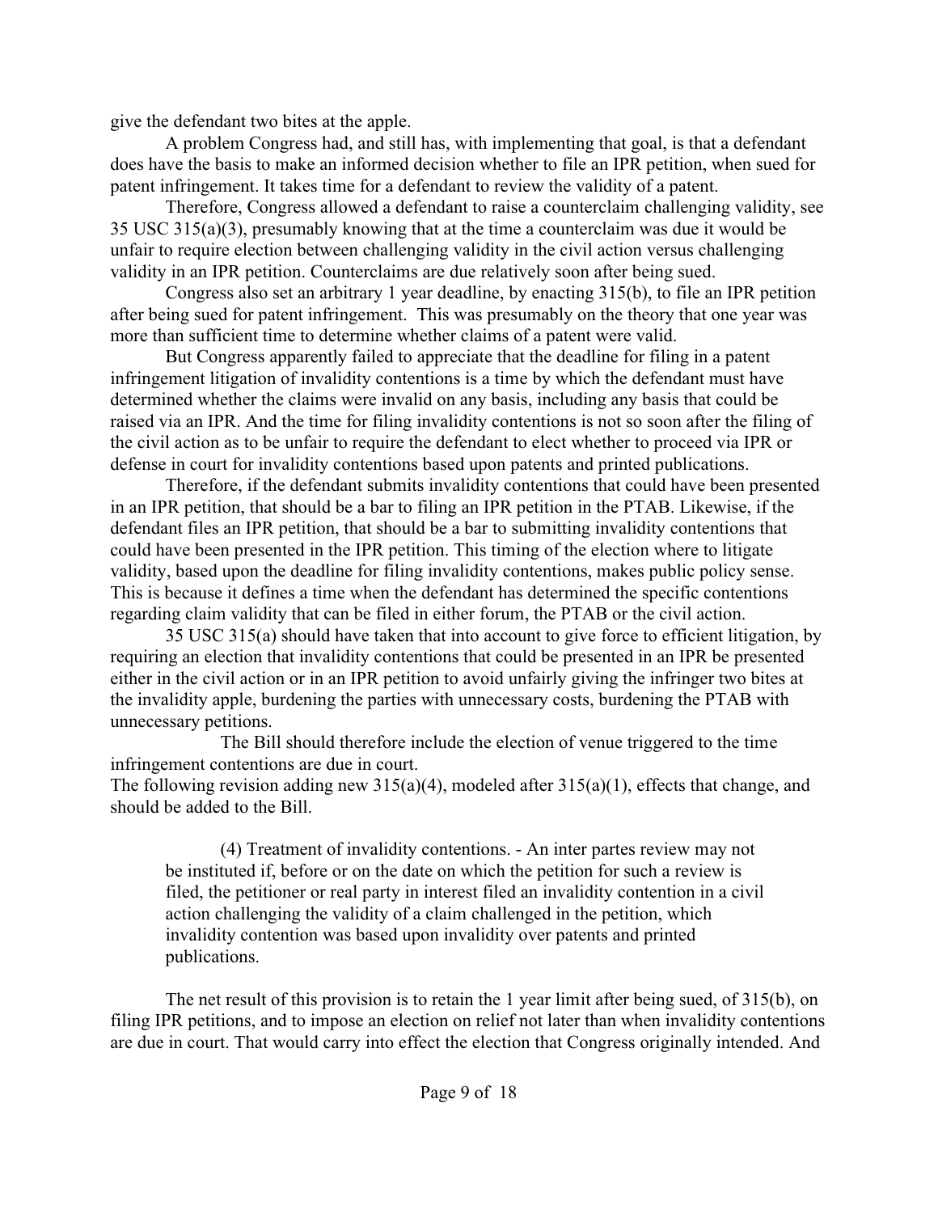give the defendant two bites at the apple.

A problem Congress had, and still has, with implementing that goal, is that a defendant does have the basis to make an informed decision whether to file an IPR petition, when sued for patent infringement. It takes time for a defendant to review the validity of a patent.

Therefore, Congress allowed a defendant to raise a counterclaim challenging validity, see 35 USC 315(a)(3), presumably knowing that at the time a counterclaim was due it would be unfair to require election between challenging validity in the civil action versus challenging validity in an IPR petition. Counterclaims are due relatively soon after being sued.

Congress also set an arbitrary 1 year deadline, by enacting 315(b), to file an IPR petition after being sued for patent infringement. This was presumably on the theory that one year was more than sufficient time to determine whether claims of a patent were valid.

But Congress apparently failed to appreciate that the deadline for filing in a patent infringement litigation of invalidity contentions is a time by which the defendant must have determined whether the claims were invalid on any basis, including any basis that could be raised via an IPR. And the time for filing invalidity contentions is not so soon after the filing of the civil action as to be unfair to require the defendant to elect whether to proceed via IPR or defense in court for invalidity contentions based upon patents and printed publications.

Therefore, if the defendant submits invalidity contentions that could have been presented in an IPR petition, that should be a bar to filing an IPR petition in the PTAB. Likewise, if the defendant files an IPR petition, that should be a bar to submitting invalidity contentions that could have been presented in the IPR petition. This timing of the election where to litigate validity, based upon the deadline for filing invalidity contentions, makes public policy sense. This is because it defines a time when the defendant has determined the specific contentions regarding claim validity that can be filed in either forum, the PTAB or the civil action.

35 USC 315(a) should have taken that into account to give force to efficient litigation, by requiring an election that invalidity contentions that could be presented in an IPR be presented either in the civil action or in an IPR petition to avoid unfairly giving the infringer two bites at the invalidity apple, burdening the parties with unnecessary costs, burdening the PTAB with unnecessary petitions.

The Bill should therefore include the election of venue triggered to the time infringement contentions are due in court.

The following revision adding new 315(a)(4), modeled after 315(a)(1), effects that change, and should be added to the Bill.

> (4) Treatment of invalidity contentions. - An inter partes review may not be instituted if, before or on the date on which the petition for such a review is filed, the petitioner or real party in interest filed an invalidity contention in a civil action challenging the validity of a claim challenged in the petition, which invalidity contention was based upon invalidity over patents and printed publications.

The net result of this provision is to retain the 1 year limit after being sued, of 315(b), on filing IPR petitions, and to impose an election on relief not later than when invalidity contentions are due in court. That would carry into effect the election that Congress originally intended. And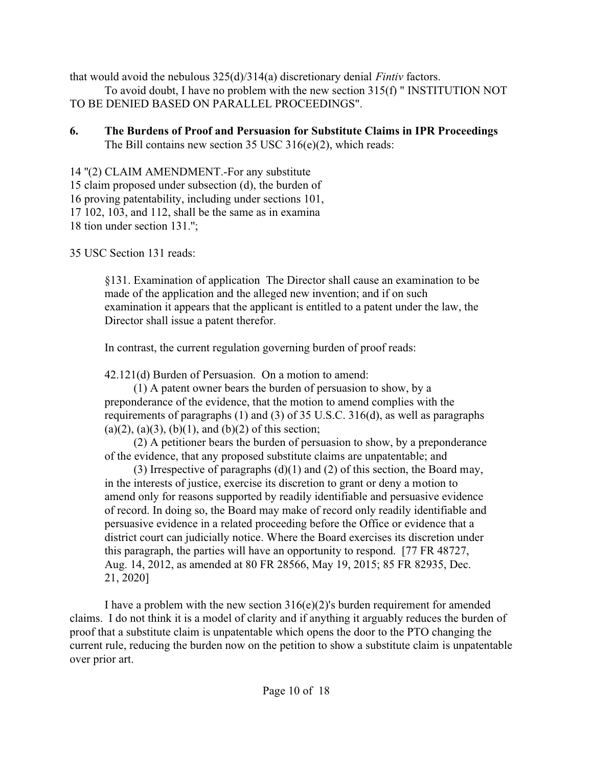that would avoid the nebulous 325(d)/314(a) discretionary denial *Fintiv* factors.

To avoid doubt, I have no problem with the new section 315(f) " INSTITUTION NOT TO BE DENIED BASED ON PARALLEL PROCEEDINGS".

### 6. The Burdens of Proof and Persuasion for Substitute Claims in IPR Proceedings

The Bill contains new section 35 USC 316(e)(2), which reads:

14 "(2) CLAIM AMENDMENT.-For any substitute
15 claim proposed under subsection (d), the burden of
16 proving patentability, including under sections 101,
17 102, 103, and 112, shall be the same as in examina
18 tion under section 131.";

35 USC Section 131 reads:

> §131. Examination of application The Director shall cause an examination to be made of the application and the alleged new invention; and if on such examination it appears that the applicant is entitled to a patent under the law, the Director shall issue a patent therefor.

In contrast, the current regulation governing burden of proof reads:

> 42.121(d) Burden of Persuasion. On a motion to amend:
>
> (1) A patent owner bears the burden of persuasion to show, by a preponderance of the evidence, that the motion to amend complies with the requirements of paragraphs (1) and (3) of 35 U.S.C. 316(d), as well as paragraphs (a)(2), (a)(3), (b)(1), and (b)(2) of this section;
>
> (2) A petitioner bears the burden of persuasion to show, by a preponderance of the evidence, that any proposed substitute claims are unpatentable; and
>
> (3) Irrespective of paragraphs (d)(1) and (2) of this section, the Board may, in the interests of justice, exercise its discretion to grant or deny a motion to amend only for reasons supported by readily identifiable and persuasive evidence of record. In doing so, the Board may make of record only readily identifiable and persuasive evidence in a related proceeding before the Office or evidence that a district court can judicially notice. Where the Board exercises its discretion under this paragraph, the parties will have an opportunity to respond. [77 FR 48727, Aug. 14, 2012, as amended at 80 FR 28566, May 19, 2015; 85 FR 82935, Dec. 21, 2020]

I have a problem with the new section 316(e)(2)'s burden requirement for amended claims. I do not think it is a model of clarity and if anything it arguably reduces the burden of proof that a substitute claim is unpatentable which opens the door to the PTO changing the current rule, reducing the burden now on the petition to show a substitute claim is unpatentable over prior art.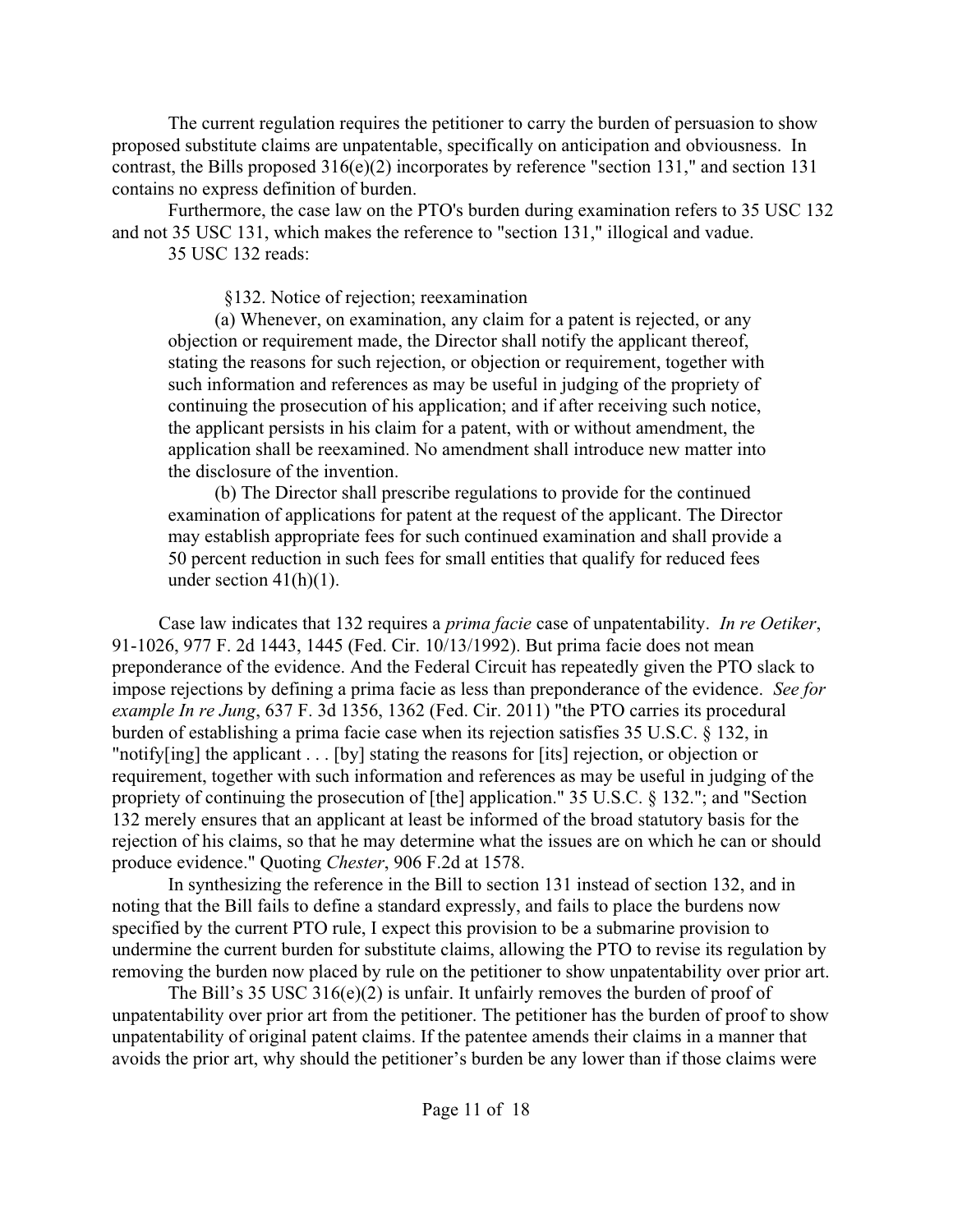The current regulation requires the petitioner to carry the burden of persuasion to show proposed substitute claims are unpatentable, specifically on anticipation and obviousness. In contrast, the Bills proposed 316(e)(2) incorporates by reference "section 131," and section 131 contains no express definition of burden.

Furthermore, the case law on the PTO's burden during examination refers to 35 USC 132 and not 35 USC 131, which makes the reference to "section 131," illogical and vadue.

35 USC 132 reads:

> §132. Notice of rejection; reexamination
>
> (a) Whenever, on examination, any claim for a patent is rejected, or any objection or requirement made, the Director shall notify the applicant thereof, stating the reasons for such rejection, or objection or requirement, together with such information and references as may be useful in judging of the propriety of continuing the prosecution of his application; and if after receiving such notice, the applicant persists in his claim for a patent, with or without amendment, the application shall be reexamined. No amendment shall introduce new matter into the disclosure of the invention.
>
> (b) The Director shall prescribe regulations to provide for the continued examination of applications for patent at the request of the applicant. The Director may establish appropriate fees for such continued examination and shall provide a 50 percent reduction in such fees for small entities that qualify for reduced fees under section 41(h)(1).

Case law indicates that 132 requires a *prima facie* case of unpatentability. *In re Oetiker*, 91-1026, 977 F. 2d 1443, 1445 (Fed. Cir. 10/13/1992). But prima facie does not mean preponderance of the evidence. And the Federal Circuit has repeatedly given the PTO slack to impose rejections by defining a prima facie as less than preponderance of the evidence. *See for example In re Jung*, 637 F. 3d 1356, 1362 (Fed. Cir. 2011) "the PTO carries its procedural burden of establishing a prima facie case when its rejection satisfies 35 U.S.C. § 132, in "notify[ing] the applicant . . . [by] stating the reasons for [its] rejection, or objection or requirement, together with such information and references as may be useful in judging of the propriety of continuing the prosecution of [the] application." 35 U.S.C. § 132."; and "Section 132 merely ensures that an applicant at least be informed of the broad statutory basis for the rejection of his claims, so that he may determine what the issues are on which he can or should produce evidence." Quoting *Chester*, 906 F.2d at 1578.

In synthesizing the reference in the Bill to section 131 instead of section 132, and in noting that the Bill fails to define a standard expressly, and fails to place the burdens now specified by the current PTO rule, I expect this provision to be a submarine provision to undermine the current burden for substitute claims, allowing the PTO to revise its regulation by removing the burden now placed by rule on the petitioner to show unpatentability over prior art.

The Bill's 35 USC 316(e)(2) is unfair. It unfairly removes the burden of proof of unpatentability over prior art from the petitioner. The petitioner has the burden of proof to show unpatentability of original patent claims. If the patentee amends their claims in a manner that avoids the prior art, why should the petitioner's burden be any lower than if those claims were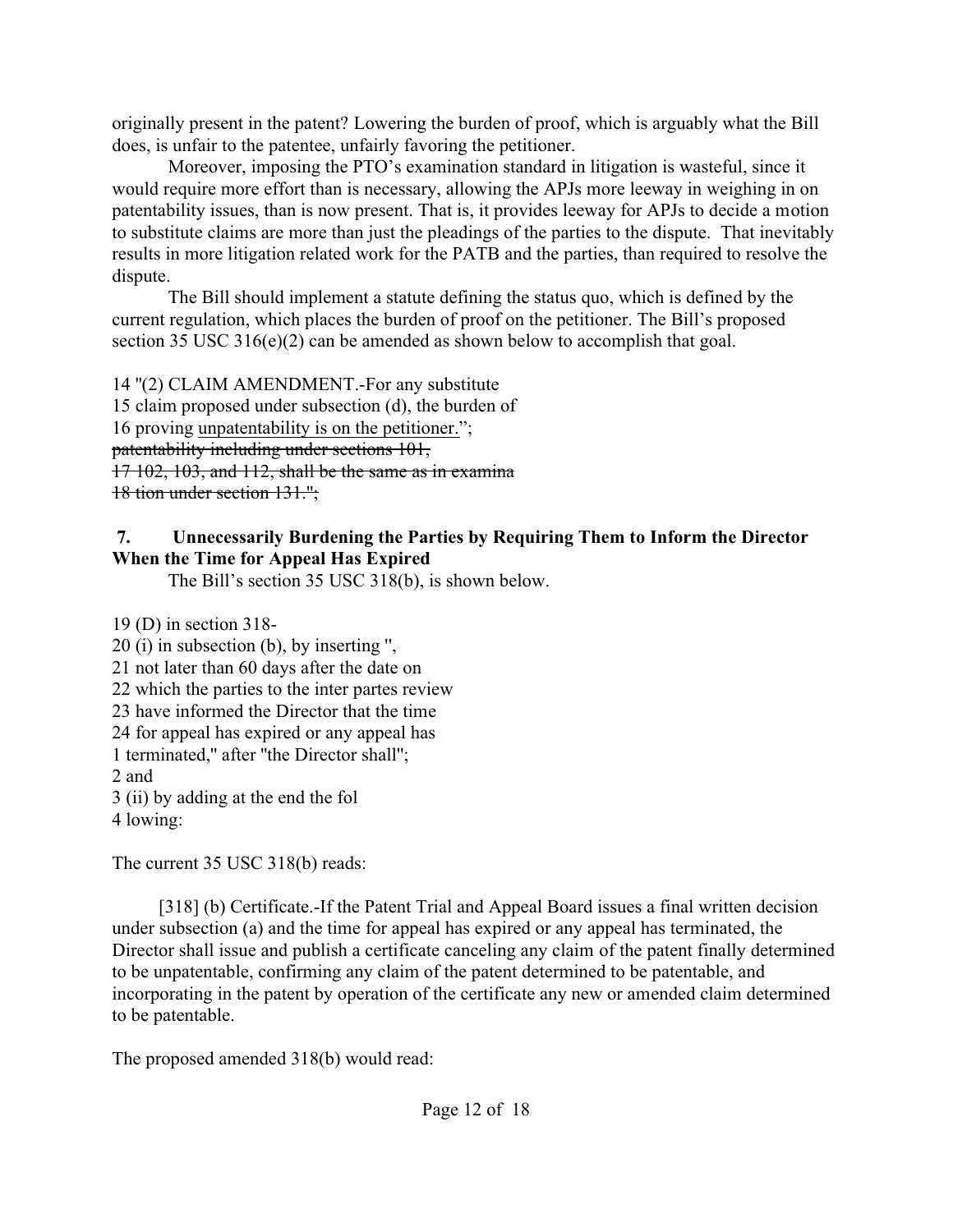originally present in the patent? Lowering the burden of proof, which is arguably what the Bill does, is unfair to the patentee, unfairly favoring the petitioner.

Moreover, imposing the PTO's examination standard in litigation is wasteful, since it would require more effort than is necessary, allowing the APJs more leeway in weighing in on patentability issues, than is now present. That is, it provides leeway for APJs to decide a motion to substitute claims are more than just the pleadings of the parties to the dispute. That inevitably results in more litigation related work for the PATB and the parties, than required to resolve the dispute.

The Bill should implement a statute defining the status quo, which is defined by the current regulation, which places the burden of proof on the petitioner. The Bill's proposed section 35 USC 316(e)(2) can be amended as shown below to accomplish that goal.

14 "(2) CLAIM AMENDMENT.-For any substitute
15 claim proposed under subsection (d), the burden of
16 proving <u>unpatentability is on the petitioner.</u>";
~~patentability including under sections 101,~~
~~17 102, 103, and 112, shall be the same as in examina~~
~~18 tion under section 131.";~~

### 7. Unnecessarily Burdening the Parties by Requiring Them to Inform the Director When the Time for Appeal Has Expired

The Bill's section 35 USC 318(b), is shown below.

19 (D) in section 318-
20 (i) in subsection (b), by inserting ",
21 not later than 60 days after the date on
22 which the parties to the inter partes review
23 have informed the Director that the time
24 for appeal has expired or any appeal has
1 terminated," after "the Director shall";
2 and
3 (ii) by adding at the end the fol
4 lowing:

The current 35 USC 318(b) reads:

> [318] (b) Certificate.-If the Patent Trial and Appeal Board issues a final written decision under subsection (a) and the time for appeal has expired or any appeal has terminated, the Director shall issue and publish a certificate canceling any claim of the patent finally determined to be unpatentable, confirming any claim of the patent determined to be patentable, and incorporating in the patent by operation of the certificate any new or amended claim determined to be patentable.

The proposed amended 318(b) would read: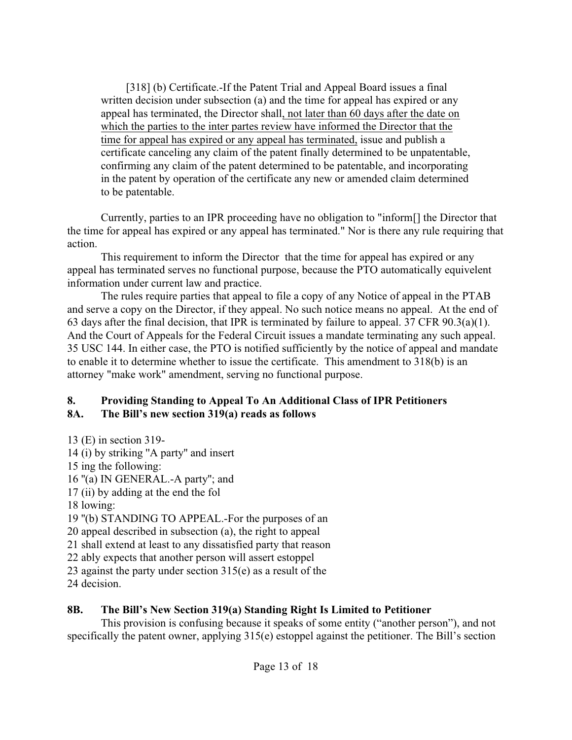[318] (b) Certificate.-If the Patent Trial and Appeal Board issues a final written decision under subsection (a) and the time for appeal has expired or any appeal has terminated, the Director shall, not later than 60 days after the date on which the parties to the inter partes review have informed the Director that the time for appeal has expired or any appeal has terminated, issue and publish a certificate canceling any claim of the patent finally determined to be unpatentable, confirming any claim of the patent determined to be patentable, and incorporating in the patent by operation of the certificate any new or amended claim determined to be patentable.

Currently, parties to an IPR proceeding have no obligation to "inform[] the Director that the time for appeal has expired or any appeal has terminated." Nor is there any rule requiring that action.

This requirement to inform the Director that the time for appeal has expired or any appeal has terminated serves no functional purpose, because the PTO automatically equivelent information under current law and practice.

The rules require parties that appeal to file a copy of any Notice of appeal in the PTAB and serve a copy on the Director, if they appeal. No such notice means no appeal. At the end of 63 days after the final decision, that IPR is terminated by failure to appeal. 37 CFR 90.3(a)(1). And the Court of Appeals for the Federal Circuit issues a mandate terminating any such appeal. 35 USC 144. In either case, the PTO is notified sufficiently by the notice of appeal and mandate to enable it to determine whether to issue the certificate. This amendment to 318(b) is an attorney "make work" amendment, serving no functional purpose.

## 8. Providing Standing to Appeal To An Additional Class of IPR Petitioners

## 8A. The Bill's new section 319(a) reads as follows

13 (E) in section 319-
14 (i) by striking "A party" and insert
15 ing the following:
16 "(a) IN GENERAL.-A party"; and
17 (ii) by adding at the end the fol
18 lowing:
19 "(b) STANDING TO APPEAL.-For the purposes of an
20 appeal described in subsection (a), the right to appeal
21 shall extend at least to any dissatisfied party that reason
22 ably expects that another person will assert estoppel
23 against the party under section 315(e) as a result of the
24 decision.

## 8B. The Bill's New Section 319(a) Standing Right Is Limited to Petitioner

This provision is confusing because it speaks of some entity ("another person"), and not specifically the patent owner, applying 315(e) estoppel against the petitioner. The Bill's section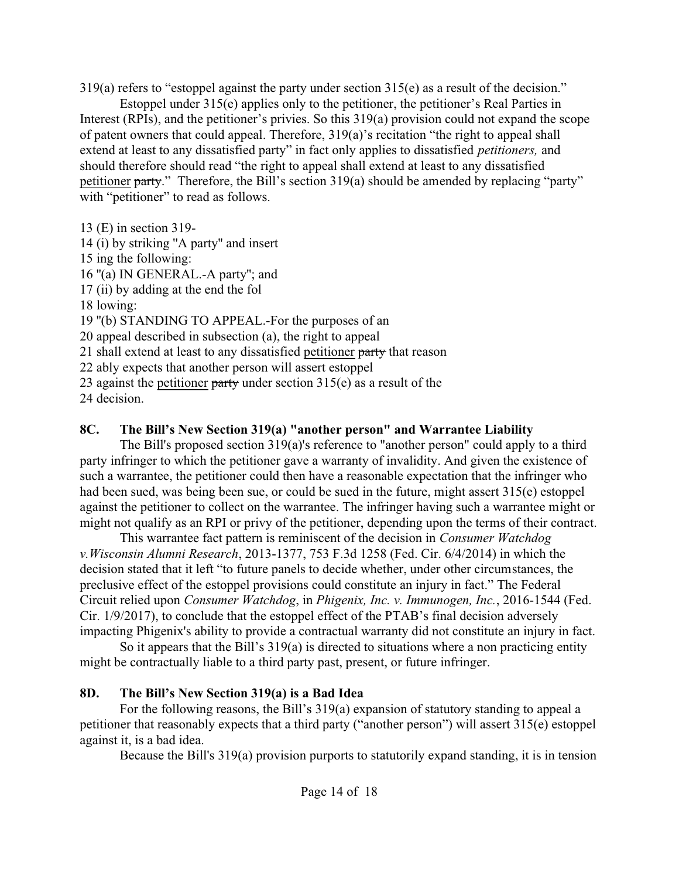319(a) refers to "estoppel against the party under section 315(e) as a result of the decision."

Estoppel under 315(e) applies only to the petitioner, the petitioner's Real Parties in Interest (RPIs), and the petitioner's privies. So this 319(a) provision could not expand the scope of patent owners that could appeal. Therefore, 319(a)'s recitation "the right to appeal shall extend at least to any dissatisfied party" in fact only applies to dissatisfied *petitioners,* and should therefore read "the right to appeal shall extend at least to any dissatisfied <u>petitioner</u> ~~party~~." Therefore, the Bill's section 319(a) should be amended by replacing "party" with "petitioner" to read as follows.

13 (E) in section 319-
14 (i) by striking "A party" and insert
15 ing the following:
16 "(a) IN GENERAL.-A party"; and
17 (ii) by adding at the end the fol
18 lowing:
19 "(b) STANDING TO APPEAL.-For the purposes of an
20 appeal described in subsection (a), the right to appeal
21 shall extend at least to any dissatisfied <u>petitioner</u> ~~party~~ that reason
22 ably expects that another person will assert estoppel
23 against the <u>petitioner</u> ~~party~~ under section 315(e) as a result of the
24 decision.

## 8C. The Bill's New Section 319(a) "another person" and Warrantee Liability

The Bill's proposed section 319(a)'s reference to "another person" could apply to a third party infringer to which the petitioner gave a warranty of invalidity. And given the existence of such a warrantee, the petitioner could then have a reasonable expectation that the infringer who had been sued, was being been sue, or could be sued in the future, might assert 315(e) estoppel against the petitioner to collect on the warrantee. The infringer having such a warrantee might or might not qualify as an RPI or privy of the petitioner, depending upon the terms of their contract.

This warrantee fact pattern is reminiscent of the decision in *Consumer Watchdog v.Wisconsin Alumni Research*, 2013-1377, 753 F.3d 1258 (Fed. Cir. 6/4/2014) in which the decision stated that it left "to future panels to decide whether, under other circumstances, the preclusive effect of the estoppel provisions could constitute an injury in fact." The Federal Circuit relied upon *Consumer Watchdog*, in *Phigenix, Inc. v. Immunogen, Inc.*, 2016-1544 (Fed. Cir. 1/9/2017), to conclude that the estoppel effect of the PTAB's final decision adversely impacting Phigenix's ability to provide a contractual warranty did not constitute an injury in fact.

So it appears that the Bill's 319(a) is directed to situations where a non practicing entity might be contractually liable to a third party past, present, or future infringer.

## 8D. The Bill's New Section 319(a) is a Bad Idea

For the following reasons, the Bill's 319(a) expansion of statutory standing to appeal a petitioner that reasonably expects that a third party ("another person") will assert 315(e) estoppel against it, is a bad idea.

Because the Bill's 319(a) provision purports to statutorily expand standing, it is in tension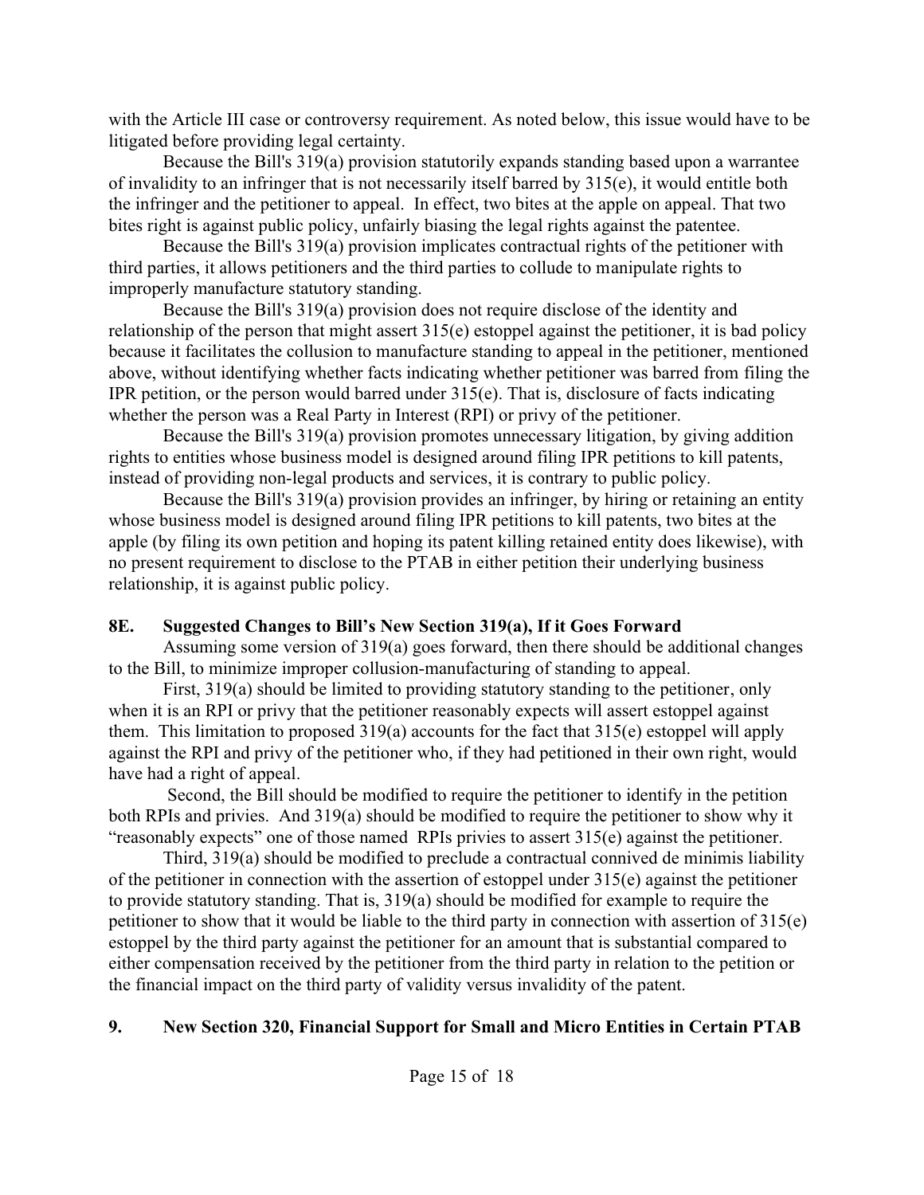with the Article III case or controversy requirement. As noted below, this issue would have to be litigated before providing legal certainty.

Because the Bill's 319(a) provision statutorily expands standing based upon a warrantee of invalidity to an infringer that is not necessarily itself barred by 315(e), it would entitle both the infringer and the petitioner to appeal. In effect, two bites at the apple on appeal. That two bites right is against public policy, unfairly biasing the legal rights against the patentee.

Because the Bill's 319(a) provision implicates contractual rights of the petitioner with third parties, it allows petitioners and the third parties to collude to manipulate rights to improperly manufacture statutory standing.

Because the Bill's 319(a) provision does not require disclose of the identity and relationship of the person that might assert 315(e) estoppel against the petitioner, it is bad policy because it facilitates the collusion to manufacture standing to appeal in the petitioner, mentioned above, without identifying whether facts indicating whether petitioner was barred from filing the IPR petition, or the person would barred under 315(e). That is, disclosure of facts indicating whether the person was a Real Party in Interest (RPI) or privy of the petitioner.

Because the Bill's 319(a) provision promotes unnecessary litigation, by giving addition rights to entities whose business model is designed around filing IPR petitions to kill patents, instead of providing non-legal products and services, it is contrary to public policy.

Because the Bill's 319(a) provision provides an infringer, by hiring or retaining an entity whose business model is designed around filing IPR petitions to kill patents, two bites at the apple (by filing its own petition and hoping its patent killing retained entity does likewise), with no present requirement to disclose to the PTAB in either petition their underlying business relationship, it is against public policy.

### 8E. Suggested Changes to Bill's New Section 319(a), If it Goes Forward

Assuming some version of 319(a) goes forward, then there should be additional changes to the Bill, to minimize improper collusion-manufacturing of standing to appeal.

First, 319(a) should be limited to providing statutory standing to the petitioner, only when it is an RPI or privy that the petitioner reasonably expects will assert estoppel against them. This limitation to proposed 319(a) accounts for the fact that 315(e) estoppel will apply against the RPI and privy of the petitioner who, if they had petitioned in their own right, would have had a right of appeal.

Second, the Bill should be modified to require the petitioner to identify in the petition both RPIs and privies. And 319(a) should be modified to require the petitioner to show why it "reasonably expects" one of those named RPIs privies to assert 315(e) against the petitioner.

Third, 319(a) should be modified to preclude a contractual connived de minimis liability of the petitioner in connection with the assertion of estoppel under 315(e) against the petitioner to provide statutory standing. That is, 319(a) should be modified for example to require the petitioner to show that it would be liable to the third party in connection with assertion of 315(e) estoppel by the third party against the petitioner for an amount that is substantial compared to either compensation received by the petitioner from the third party in relation to the petition or the financial impact on the third party of validity versus invalidity of the patent.

## 9. New Section 320, Financial Support for Small and Micro Entities in Certain PTAB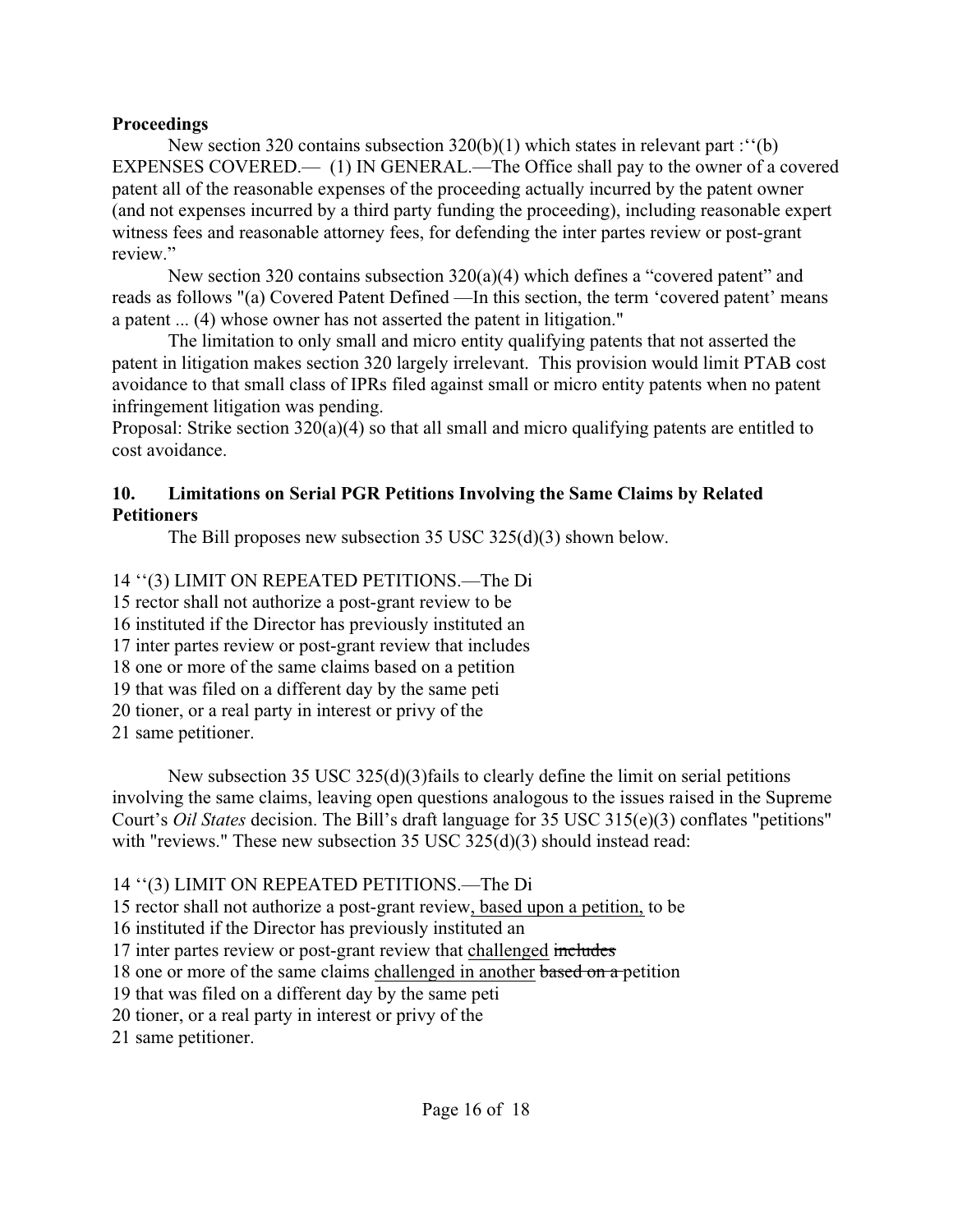**Proceedings**

New section 320 contains subsection 320(b)(1) which states in relevant part :''(b) EXPENSES COVERED.— (1) IN GENERAL.—The Office shall pay to the owner of a covered patent all of the reasonable expenses of the proceeding actually incurred by the patent owner (and not expenses incurred by a third party funding the proceeding), including reasonable expert witness fees and reasonable attorney fees, for defending the inter partes review or post-grant review."

New section 320 contains subsection 320(a)(4) which defines a "covered patent" and reads as follows "(a) Covered Patent Defined —In this section, the term 'covered patent' means a patent ... (4) whose owner has not asserted the patent in litigation."

The limitation to only small and micro entity qualifying patents that not asserted the patent in litigation makes section 320 largely irrelevant. This provision would limit PTAB cost avoidance to that small class of IPRs filed against small or micro entity patents when no patent infringement litigation was pending.

Proposal: Strike section 320(a)(4) so that all small and micro qualifying patents are entitled to cost avoidance.

## 10. Limitations on Serial PGR Petitions Involving the Same Claims by Related Petitioners

The Bill proposes new subsection 35 USC 325(d)(3) shown below.

14 ''(3) LIMIT ON REPEATED PETITIONS.—The Di
15 rector shall not authorize a post-grant review to be
16 instituted if the Director has previously instituted an
17 inter partes review or post-grant review that includes
18 one or more of the same claims based on a petition
19 that was filed on a different day by the same peti
20 tioner, or a real party in interest or privy of the
21 same petitioner.

New subsection 35 USC 325(d)(3)fails to clearly define the limit on serial petitions involving the same claims, leaving open questions analogous to the issues raised in the Supreme Court's *Oil States* decision. The Bill's draft language for 35 USC 315(e)(3) conflates "petitions" with "reviews." These new subsection 35 USC 325(d)(3) should instead read:

14 ''(3) LIMIT ON REPEATED PETITIONS.—The Di
15 rector shall not authorize a post-grant review<u>, based upon a petition,</u> to be
16 instituted if the Director has previously instituted an
17 inter partes review or post-grant review that <u>challenged</u> ~~includes~~
18 one or more of the same claims <u>challenged in another</u> ~~based on a~~ petition
19 that was filed on a different day by the same peti
20 tioner, or a real party in interest or privy of the
21 same petitioner.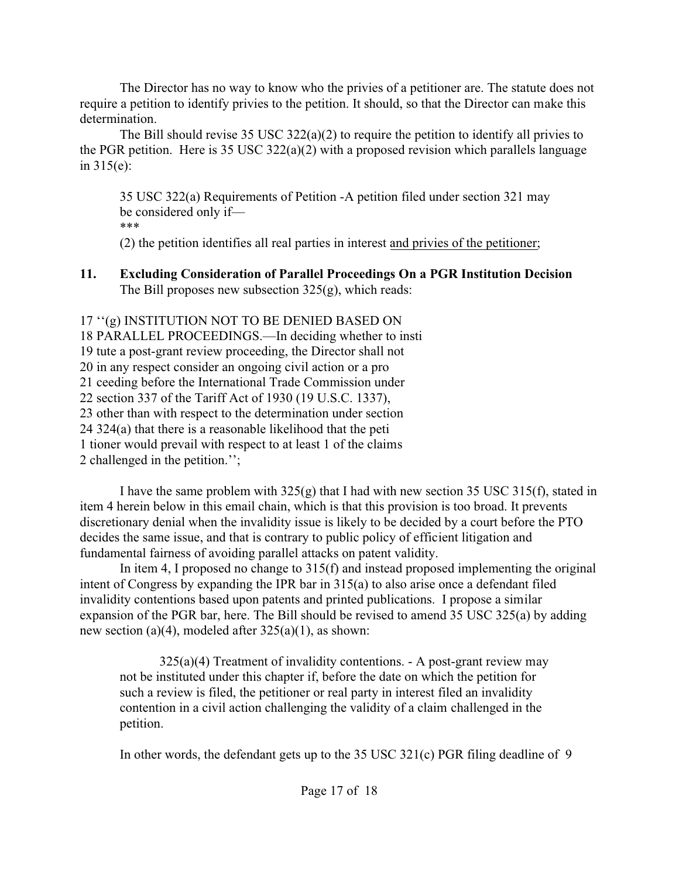The Director has no way to know who the privies of a petitioner are. The statute does not require a petition to identify privies to the petition. It should, so that the Director can make this determination.

The Bill should revise 35 USC 322(a)(2) to require the petition to identify all privies to the PGR petition. Here is 35 USC 322(a)(2) with a proposed revision which parallels language in 315(e):

> 35 USC 322(a) Requirements of Petition -A petition filed under section 321 may be considered only if—
> 
> ***
> 
> (2) the petition identifies all real parties in interest <u>and privies of the petitioner</u>;

**11. Excluding Consideration of Parallel Proceedings On a PGR Institution Decision**

The Bill proposes new subsection 325(g), which reads:

17 ''(g) INSTITUTION NOT TO BE DENIED BASED ON
18 PARALLEL PROCEEDINGS.—In deciding whether to insti
19 tute a post-grant review proceeding, the Director shall not
20 in any respect consider an ongoing civil action or a pro
21 ceeding before the International Trade Commission under
22 section 337 of the Tariff Act of 1930 (19 U.S.C. 1337),
23 other than with respect to the determination under section
24 324(a) that there is a reasonable likelihood that the peti
1 tioner would prevail with respect to at least 1 of the claims
2 challenged in the petition.'';

I have the same problem with 325(g) that I had with new section 35 USC 315(f), stated in item 4 herein below in this email chain, which is that this provision is too broad. It prevents discretionary denial when the invalidity issue is likely to be decided by a court before the PTO decides the same issue, and that is contrary to public policy of efficient litigation and fundamental fairness of avoiding parallel attacks on patent validity.

In item 4, I proposed no change to 315(f) and instead proposed implementing the original intent of Congress by expanding the IPR bar in 315(a) to also arise once a defendant filed invalidity contentions based upon patents and printed publications. I propose a similar expansion of the PGR bar, here. The Bill should be revised to amend 35 USC 325(a) by adding new section (a)(4), modeled after 325(a)(1), as shown:

> 325(a)(4) Treatment of invalidity contentions. - A post-grant review may not be instituted under this chapter if, before the date on which the petition for such a review is filed, the petitioner or real party in interest filed an invalidity contention in a civil action challenging the validity of a claim challenged in the petition.

In other words, the defendant gets up to the 35 USC 321(c) PGR filing deadline of 9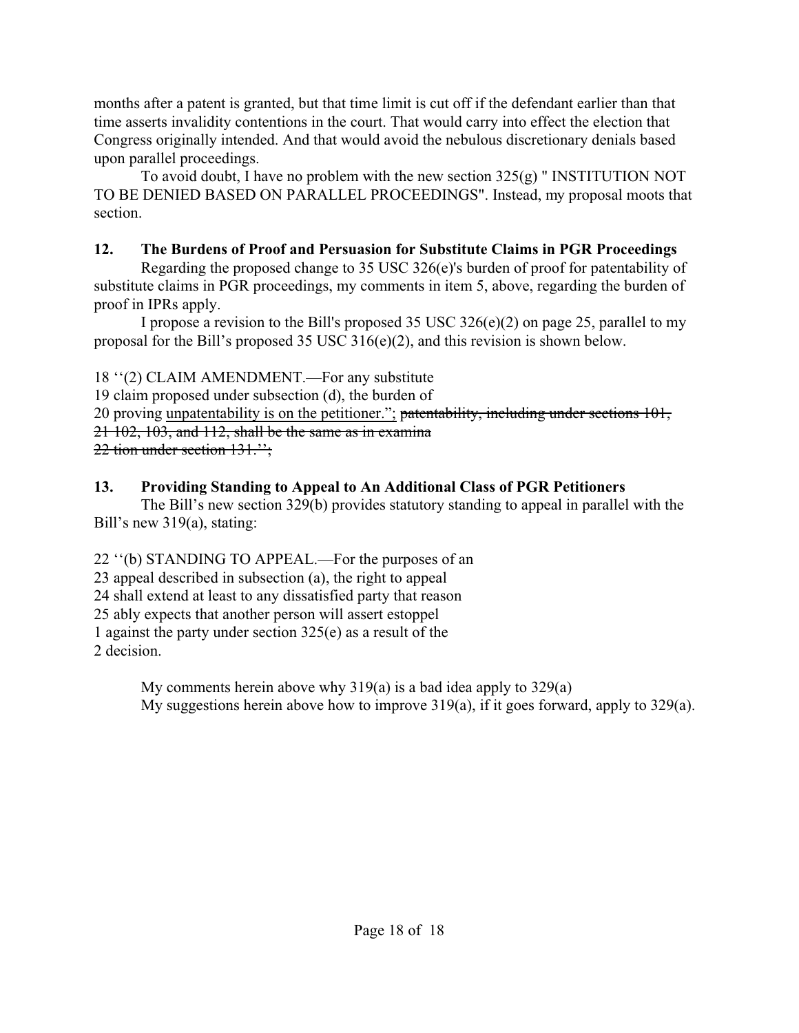months after a patent is granted, but that time limit is cut off if the defendant earlier than that time asserts invalidity contentions in the court. That would carry into effect the election that Congress originally intended. And that would avoid the nebulous discretionary denials based upon parallel proceedings.

To avoid doubt, I have no problem with the new section 325(g) " INSTITUTION NOT TO BE DENIED BASED ON PARALLEL PROCEEDINGS". Instead, my proposal moots that section.

## 12. The Burdens of Proof and Persuasion for Substitute Claims in PGR Proceedings

Regarding the proposed change to 35 USC 326(e)'s burden of proof for patentability of substitute claims in PGR proceedings, my comments in item 5, above, regarding the burden of proof in IPRs apply.

I propose a revision to the Bill's proposed 35 USC 326(e)(2) on page 25, parallel to my proposal for the Bill's proposed 35 USC 316(e)(2), and this revision is shown below.

18 ''(2) CLAIM AMENDMENT.—For any substitute
19 claim proposed under subsection (d), the burden of
20 proving <u>unpatentability is on the petitioner.";</u> ~~patentability, including under sections 101,~~
~~21 102, 103, and 112, shall be the same as in examina~~
~~22 tion under section 131.'';~~

## 13. Providing Standing to Appeal to An Additional Class of PGR Petitioners

The Bill's new section 329(b) provides statutory standing to appeal in parallel with the Bill's new 319(a), stating:

22 ''(b) STANDING TO APPEAL.—For the purposes of an
23 appeal described in subsection (a), the right to appeal
24 shall extend at least to any dissatisfied party that reason
25 ably expects that another person will assert estoppel
1 against the party under section 325(e) as a result of the
2 decision.

My comments herein above why 319(a) is a bad idea apply to 329(a)
My suggestions herein above how to improve 319(a), if it goes forward, apply to 329(a).